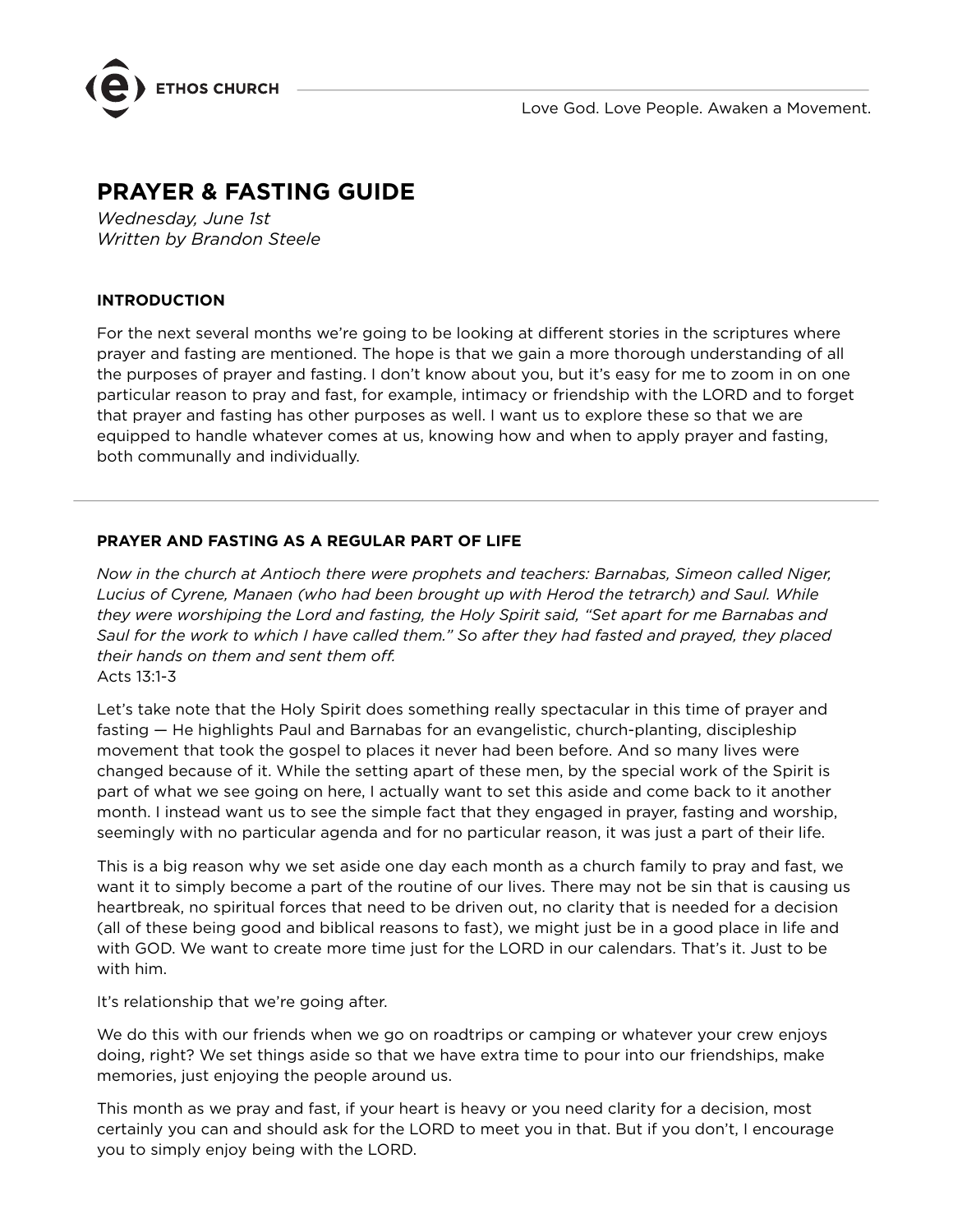# PRAYER & FASTING GUIDE

*Wednesday, June 1st*
*Written by Brandon Steele*

### INTRODUCTION

For the next several months we're going to be looking at different stories in the scriptures where prayer and fasting are mentioned. The hope is that we gain a more thorough understanding of all the purposes of prayer and fasting. I don't know about you, but it's easy for me to zoom in on one particular reason to pray and fast, for example, intimacy or friendship with the LORD and to forget that prayer and fasting has other purposes as well. I want us to explore these so that we are equipped to handle whatever comes at us, knowing how and when to apply prayer and fasting, both communally and individually.

---

### PRAYER AND FASTING AS A REGULAR PART OF LIFE

*Now in the church at Antioch there were prophets and teachers: Barnabas, Simeon called Niger, Lucius of Cyrene, Manaen (who had been brought up with Herod the tetrarch) and Saul. While they were worshiping the Lord and fasting, the Holy Spirit said, "Set apart for me Barnabas and Saul for the work to which I have called them." So after they had fasted and prayed, they placed their hands on them and sent them off.*
Acts 13:1-3

Let's take note that the Holy Spirit does something really spectacular in this time of prayer and fasting — He highlights Paul and Barnabas for an evangelistic, church-planting, discipleship movement that took the gospel to places it never had been before. And so many lives were changed because of it. While the setting apart of these men, by the special work of the Spirit is part of what we see going on here, I actually want to set this aside and come back to it another month. I instead want us to see the simple fact that they engaged in prayer, fasting and worship, seemingly with no particular agenda and for no particular reason, it was just a part of their life.

This is a big reason why we set aside one day each month as a church family to pray and fast, we want it to simply become a part of the routine of our lives. There may not be sin that is causing us heartbreak, no spiritual forces that need to be driven out, no clarity that is needed for a decision (all of these being good and biblical reasons to fast), we might just be in a good place in life and with GOD. We want to create more time just for the LORD in our calendars. That's it. Just to be with him.

It's relationship that we're going after.

We do this with our friends when we go on roadtrips or camping or whatever your crew enjoys doing, right? We set things aside so that we have extra time to pour into our friendships, make memories, just enjoying the people around us.

This month as we pray and fast, if your heart is heavy or you need clarity for a decision, most certainly you can and should ask for the LORD to meet you in that. But if you don't, I encourage you to simply enjoy being with the LORD.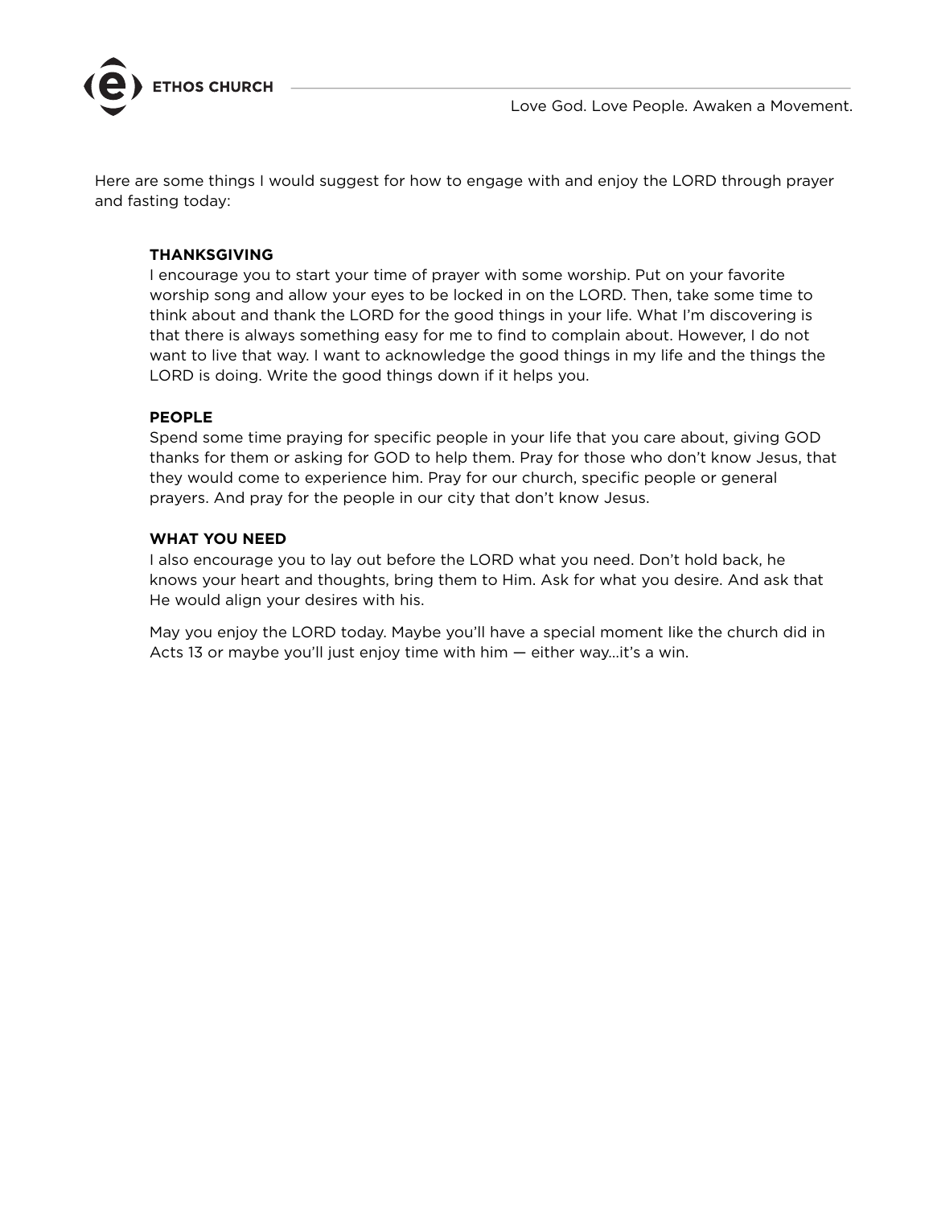Here are some things I would suggest for how to engage with and enjoy the LORD through prayer and fasting today:

**THANKSGIVING**

I encourage you to start your time of prayer with some worship. Put on your favorite worship song and allow your eyes to be locked in on the LORD. Then, take some time to think about and thank the LORD for the good things in your life. What I'm discovering is that there is always something easy for me to find to complain about. However, I do not want to live that way. I want to acknowledge the good things in my life and the things the LORD is doing. Write the good things down if it helps you.

**PEOPLE**

Spend some time praying for specific people in your life that you care about, giving GOD thanks for them or asking for GOD to help them. Pray for those who don't know Jesus, that they would come to experience him. Pray for our church, specific people or general prayers. And pray for the people in our city that don't know Jesus.

**WHAT YOU NEED**

I also encourage you to lay out before the LORD what you need. Don't hold back, he knows your heart and thoughts, bring them to Him. Ask for what you desire. And ask that He would align your desires with his.

May you enjoy the LORD today. Maybe you'll have a special moment like the church did in Acts 13 or maybe you'll just enjoy time with him — either way...it's a win.